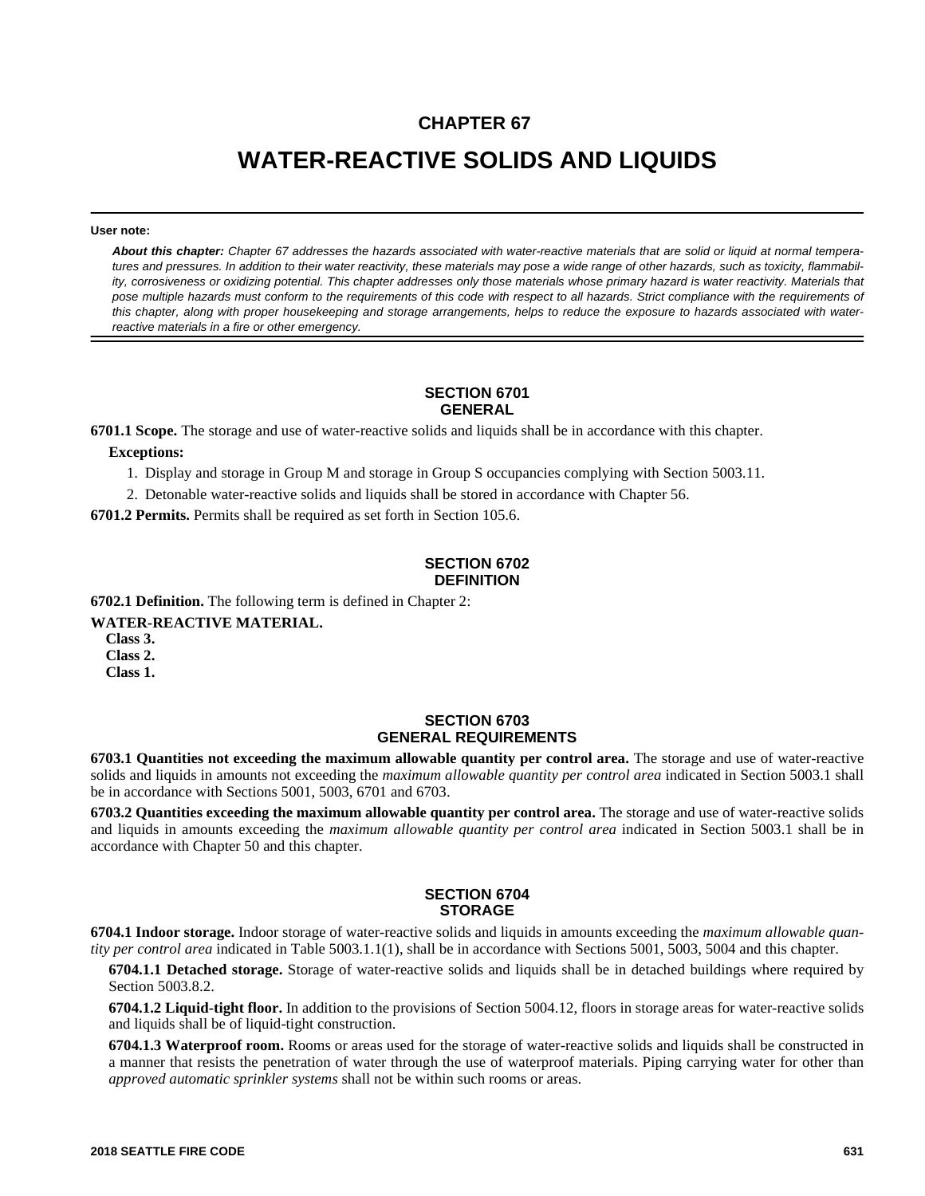# CHAPTER 67

# WATER-REACTIVE SOLIDS AND LIQUIDS

**User note:**

***About this chapter:*** *Chapter 67 addresses the hazards associated with water-reactive materials that are solid or liquid at normal temperatures and pressures. In addition to their water reactivity, these materials may pose a wide range of other hazards, such as toxicity, flammability, corrosiveness or oxidizing potential. This chapter addresses only those materials whose primary hazard is water reactivity. Materials that pose multiple hazards must conform to the requirements of this code with respect to all hazards. Strict compliance with the requirements of this chapter, along with proper housekeeping and storage arrangements, helps to reduce the exposure to hazards associated with water-reactive materials in a fire or other emergency.*

## SECTION 6701 GENERAL

**6701.1 Scope.** The storage and use of water-reactive solids and liquids shall be in accordance with this chapter.

**Exceptions:**

1. Display and storage in Group M and storage in Group S occupancies complying with Section 5003.11.
2. Detonable water-reactive solids and liquids shall be stored in accordance with Chapter 56.

**6701.2 Permits.** Permits shall be required as set forth in Section 105.6.

## SECTION 6702 DEFINITION

**6702.1 Definition.** The following term is defined in Chapter 2:

**WATER-REACTIVE MATERIAL.**

**Class 3.**

**Class 2.**

**Class 1.**

## SECTION 6703 GENERAL REQUIREMENTS

**6703.1 Quantities not exceeding the maximum allowable quantity per control area.** The storage and use of water-reactive solids and liquids in amounts not exceeding the *maximum allowable quantity per control area* indicated in Section 5003.1 shall be in accordance with Sections 5001, 5003, 6701 and 6703.

**6703.2 Quantities exceeding the maximum allowable quantity per control area.** The storage and use of water-reactive solids and liquids in amounts exceeding the *maximum allowable quantity per control area* indicated in Section 5003.1 shall be in accordance with Chapter 50 and this chapter.

## SECTION 6704 STORAGE

**6704.1 Indoor storage.** Indoor storage of water-reactive solids and liquids in amounts exceeding the *maximum allowable quantity per control area* indicated in Table 5003.1.1(1), shall be in accordance with Sections 5001, 5003, 5004 and this chapter.

**6704.1.1 Detached storage.** Storage of water-reactive solids and liquids shall be in detached buildings where required by Section 5003.8.2.

**6704.1.2 Liquid-tight floor.** In addition to the provisions of Section 5004.12, floors in storage areas for water-reactive solids and liquids shall be of liquid-tight construction.

**6704.1.3 Waterproof room.** Rooms or areas used for the storage of water-reactive solids and liquids shall be constructed in a manner that resists the penetration of water through the use of waterproof materials. Piping carrying water for other than *approved automatic sprinkler systems* shall not be within such rooms or areas.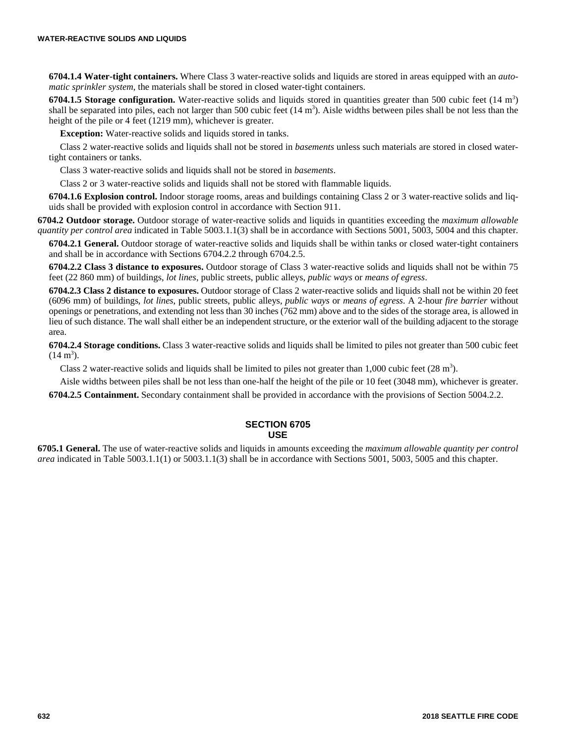**6704.1.4 Water-tight containers.** Where Class 3 water-reactive solids and liquids are stored in areas equipped with an *automatic sprinkler system*, the materials shall be stored in closed water-tight containers.

**6704.1.5 Storage configuration.** Water-reactive solids and liquids stored in quantities greater than 500 cubic feet (14 $m^3$) shall be separated into piles, each not larger than 500 cubic feet (14 $m^3$). Aisle widths between piles shall be not less than the height of the pile or 4 feet (1219 mm), whichever is greater.

**Exception:** Water-reactive solids and liquids stored in tanks.

Class 2 water-reactive solids and liquids shall not be stored in *basements* unless such materials are stored in closed water-tight containers or tanks.

Class 3 water-reactive solids and liquids shall not be stored in *basements*.

Class 2 or 3 water-reactive solids and liquids shall not be stored with flammable liquids.

**6704.1.6 Explosion control.** Indoor storage rooms, areas and buildings containing Class 2 or 3 water-reactive solids and liquids shall be provided with explosion control in accordance with Section 911.

**6704.2 Outdoor storage.** Outdoor storage of water-reactive solids and liquids in quantities exceeding the *maximum allowable quantity per control area* indicated in Table 5003.1.1(3) shall be in accordance with Sections 5001, 5003, 5004 and this chapter.

**6704.2.1 General.** Outdoor storage of water-reactive solids and liquids shall be within tanks or closed water-tight containers and shall be in accordance with Sections 6704.2.2 through 6704.2.5.

**6704.2.2 Class 3 distance to exposures.** Outdoor storage of Class 3 water-reactive solids and liquids shall not be within 75 feet (22 860 mm) of buildings, *lot lines*, public streets, public alleys, *public ways* or *means of egress*.

**6704.2.3 Class 2 distance to exposures.** Outdoor storage of Class 2 water-reactive solids and liquids shall not be within 20 feet (6096 mm) of buildings, *lot lines*, public streets, public alleys, *public ways* or *means of egress*. A 2-hour *fire barrier* without openings or penetrations, and extending not less than 30 inches (762 mm) above and to the sides of the storage area, is allowed in lieu of such distance. The wall shall either be an independent structure, or the exterior wall of the building adjacent to the storage area.

**6704.2.4 Storage conditions.** Class 3 water-reactive solids and liquids shall be limited to piles not greater than 500 cubic feet (14 $m^3$).

Class 2 water-reactive solids and liquids shall be limited to piles not greater than 1,000 cubic feet (28 $m^3$).

Aisle widths between piles shall be not less than one-half the height of the pile or 10 feet (3048 mm), whichever is greater.

**6704.2.5 Containment.** Secondary containment shall be provided in accordance with the provisions of Section 5004.2.2.

## SECTION 6705
## USE

**6705.1 General.** The use of water-reactive solids and liquids in amounts exceeding the *maximum allowable quantity per control area* indicated in Table 5003.1.1(1) or 5003.1.1(3) shall be in accordance with Sections 5001, 5003, 5005 and this chapter.